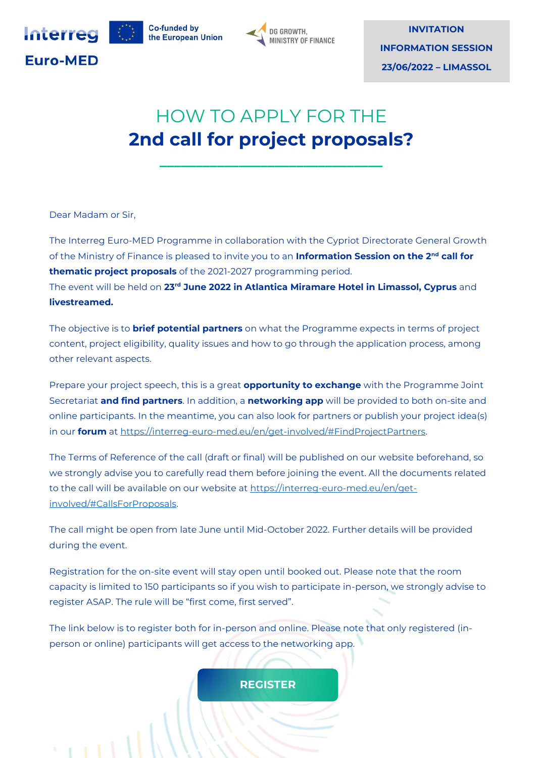Interreg Euro-MED

Co-funded by the European Union

DG GROWTH, MINISTRY OF FINANCE

**INVITATION**
**INFORMATION SESSION**
**23/06/2022 – LIMASSOL**

# HOW TO APPLY FOR THE **2nd call for project proposals?**

Dear Madam or Sir,

The Interreg Euro-MED Programme in collaboration with the Cypriot Directorate General Growth of the Ministry of Finance is pleased to invite you to an **Information Session on the 2nd call for thematic project proposals** of the 2021-2027 programming period.
The event will be held on **23rd June 2022 in Atlantica Miramare Hotel in Limassol, Cyprus** and **livestreamed.**

The objective is to **brief potential partners** on what the Programme expects in terms of project content, project eligibility, quality issues and how to go through the application process, among other relevant aspects.

Prepare your project speech, this is a great **opportunity to exchange** with the Programme Joint Secretariat **and find partners**. In addition, a **networking app** will be provided to both on-site and online participants. In the meantime, you can also look for partners or publish your project idea(s) in our **forum** at https://interreg-euro-med.eu/en/get-involved/#FindProjectPartners.

The Terms of Reference of the call (draft or final) will be published on our website beforehand, so we strongly advise you to carefully read them before joining the event. All the documents related to the call will be available on our website at https://interreg-euro-med.eu/en/get-involved/#CallsForProposals.

The call might be open from late June until Mid-October 2022. Further details will be provided during the event.

Registration for the on-site event will stay open until booked out. Please note that the room capacity is limited to 150 participants so if you wish to participate in-person, we strongly advise to register ASAP. The rule will be "first come, first served".

The link below is to register both for in-person and online. Please note that only registered (in-person or online) participants will get access to the networking app.

**REGISTER**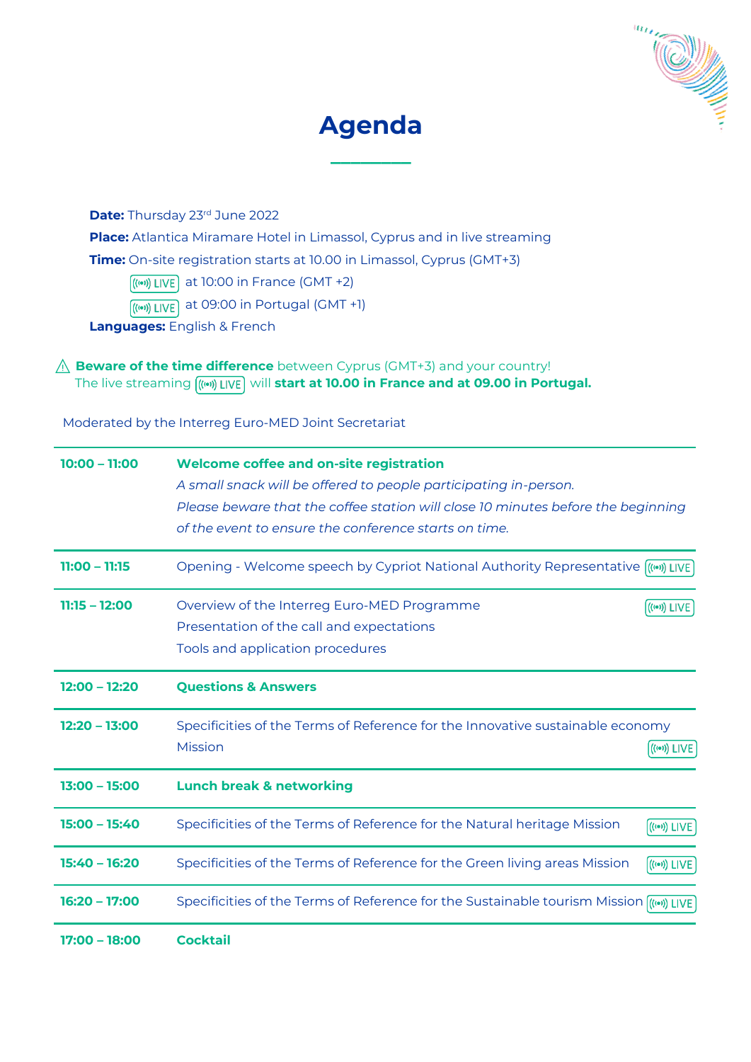# Agenda

**Date:** Thursday 23rd June 2022

**Place:** Atlantica Miramare Hotel in Limassol, Cyprus and in live streaming

**Time:** On-site registration starts at 10.00 in Limassol, Cyprus (GMT+3)

LIVE at 10:00 in France (GMT +2)

LIVE at 09:00 in Portugal (GMT +1)

**Languages:** English & French

⚠ **Beware of the time difference** between Cyprus (GMT+3) and your country! The live streaming LIVE will **start at 10.00 in France and at 09.00 in Portugal.**

Moderated by the Interreg Euro-MED Joint Secretariat

| | |
|---|---|
| **10:00 – 11:00** | **Welcome coffee and on-site registration**<br>*A small snack will be offered to people participating in-person.*<br>*Please beware that the coffee station will close 10 minutes before the beginning of the event to ensure the conference starts on time.* |
| **11:00 – 11:15** | Opening - Welcome speech by Cypriot National Authority Representative LIVE |
| **11:15 – 12:00** | Overview of the Interreg Euro-MED Programme LIVE<br>Presentation of the call and expectations<br>Tools and application procedures |
| **12:00 – 12:20** | **Questions & Answers** |
| **12:20 – 13:00** | Specificities of the Terms of Reference for the Innovative sustainable economy Mission LIVE |
| **13:00 – 15:00** | **Lunch break & networking** |
| **15:00 – 15:40** | Specificities of the Terms of Reference for the Natural heritage Mission LIVE |
| **15:40 – 16:20** | Specificities of the Terms of Reference for the Green living areas Mission LIVE |
| **16:20 – 17:00** | Specificities of the Terms of Reference for the Sustainable tourism Mission LIVE |
| **17:00 – 18:00** | **Cocktail** |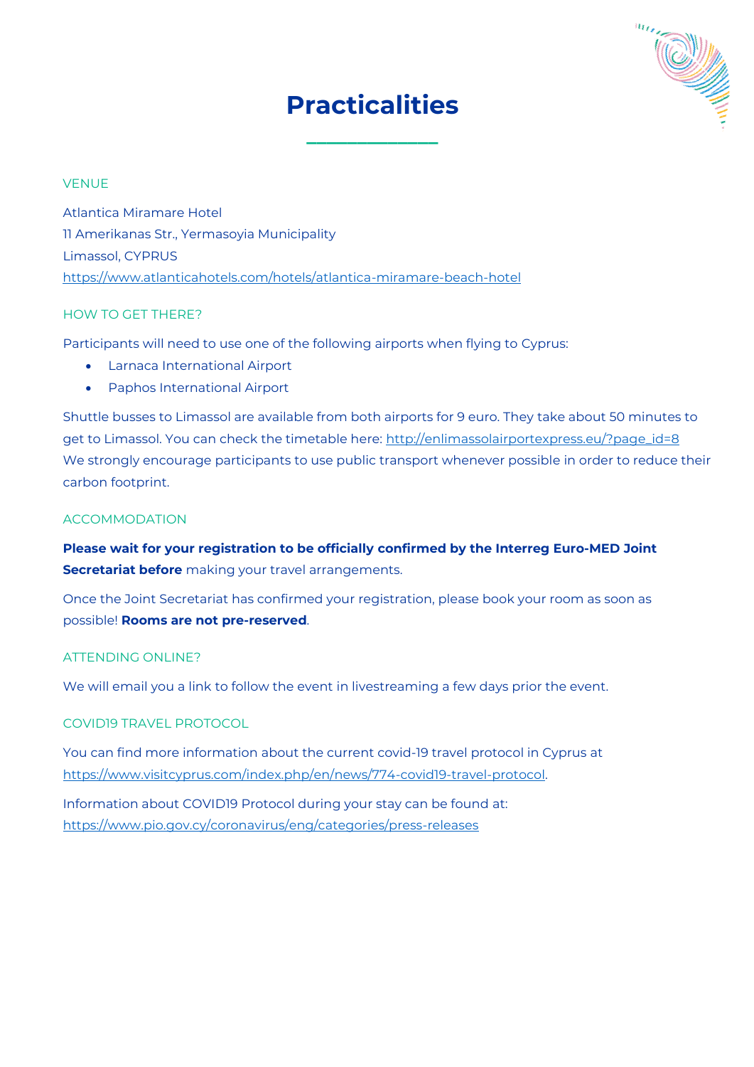# Practicalities

## VENUE

Atlantica Miramare Hotel
11 Amerikanas Str., Yermasoyia Municipality
Limassol, CYPRUS
https://www.atlanticahotels.com/hotels/atlantica-miramare-beach-hotel

## HOW TO GET THERE?

Participants will need to use one of the following airports when flying to Cyprus:

- Larnaca International Airport
- Paphos International Airport

Shuttle busses to Limassol are available from both airports for 9 euro. They take about 50 minutes to get to Limassol. You can check the timetable here: http://enlimassolairportexpress.eu/?page_id=8
We strongly encourage participants to use public transport whenever possible in order to reduce their carbon footprint.

## ACCOMMODATION

**Please wait for your registration to be officially confirmed by the Interreg Euro-MED Joint Secretariat before** making your travel arrangements.

Once the Joint Secretariat has confirmed your registration, please book your room as soon as possible! **Rooms are not pre-reserved**.

## ATTENDING ONLINE?

We will email you a link to follow the event in livestreaming a few days prior the event.

## COVID19 TRAVEL PROTOCOL

You can find more information about the current covid-19 travel protocol in Cyprus at https://www.visitcyprus.com/index.php/en/news/774-covid19-travel-protocol.

Information about COVID19 Protocol during your stay can be found at:
https://www.pio.gov.cy/coronavirus/eng/categories/press-releases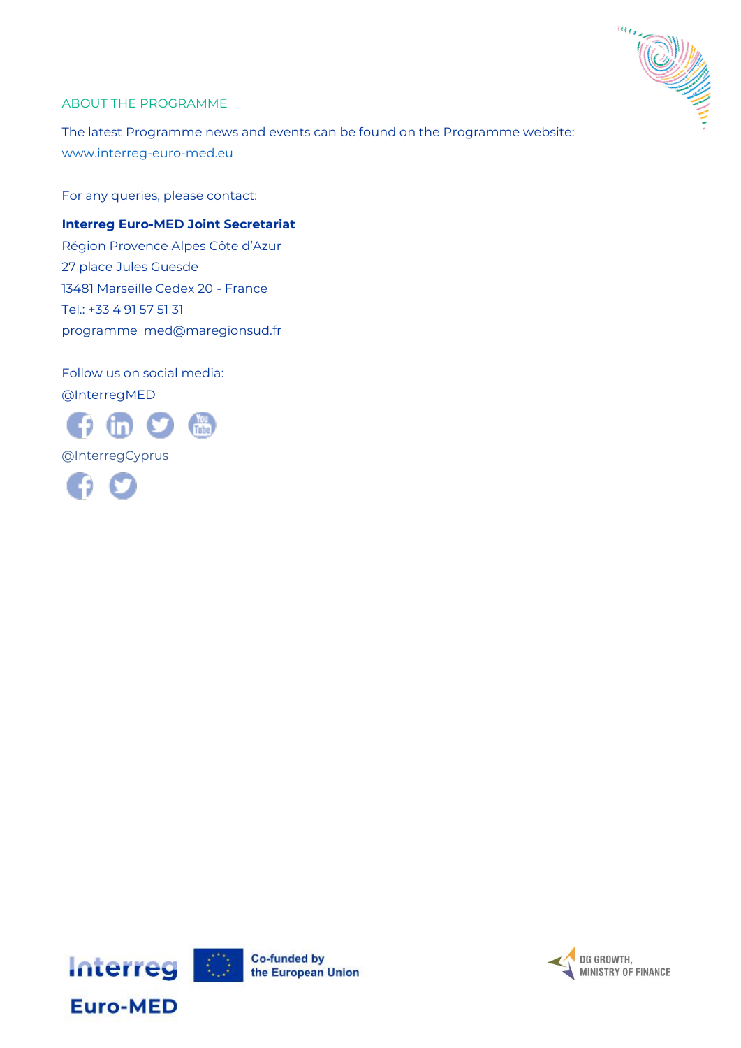## ABOUT THE PROGRAMME

The latest Programme news and events can be found on the Programme website:
www.interreg-euro-med.eu

For any queries, please contact:

**Interreg Euro-MED Joint Secretariat**
Région Provence Alpes Côte d'Azur
27 place Jules Guesde
13481 Marseille Cedex 20 - France
Tel.: +33 4 91 57 51 31
programme_med@maregionsud.fr

Follow us on social media:
@InterregMED

@InterregCyprus

Interreg Euro-MED

Co-funded by the European Union

DG GROWTH, MINISTRY OF FINANCE